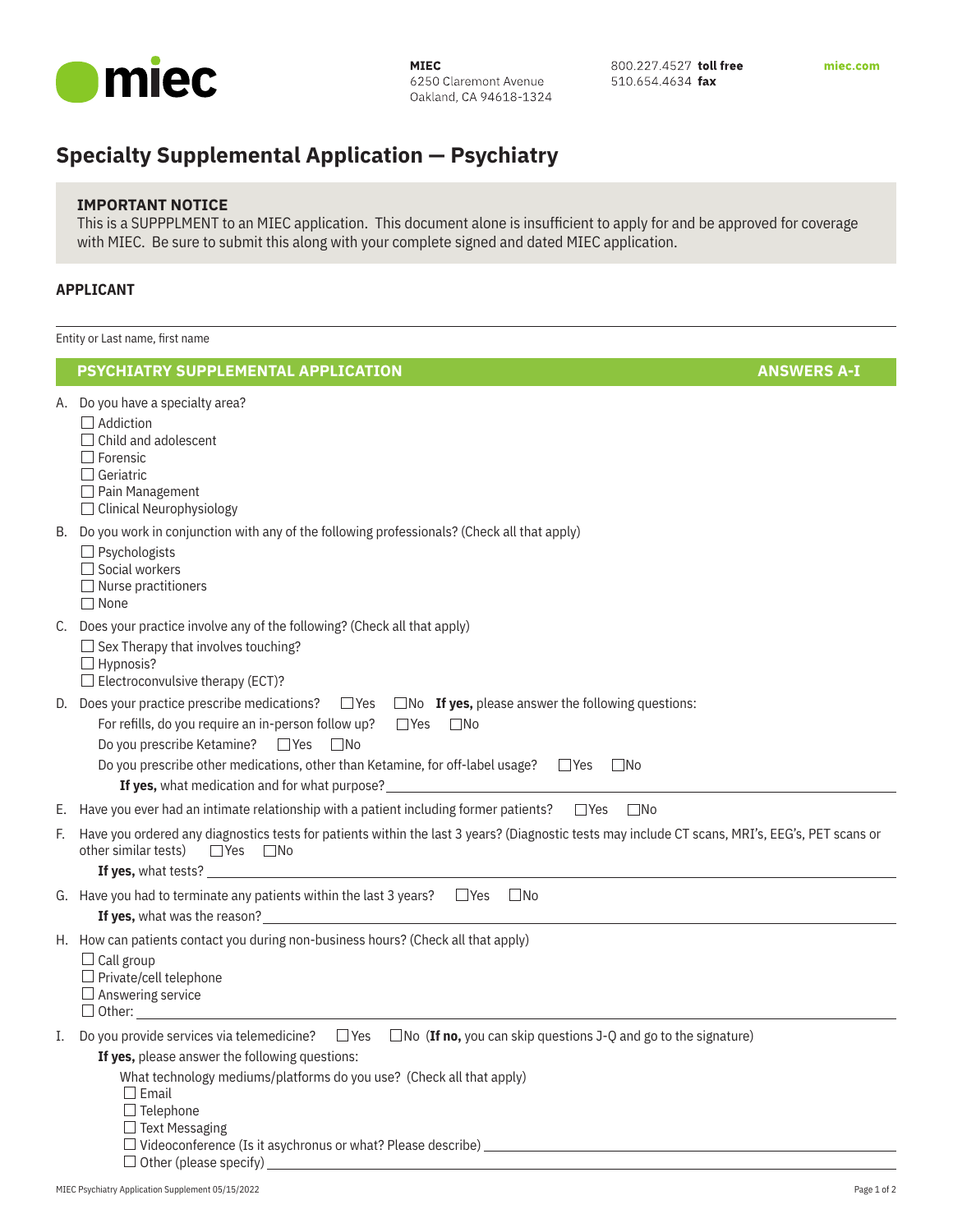**miec**

**MIEC**
6250 Claremont Avenue
Oakland, CA 94618-1324

800.227.4527 **toll free**
510.654.4634 **fax**

**miec.com**

# Specialty Supplemental Application — Psychiatry

**IMPORTANT NOTICE**
This is a SUPPPLMENT to an MIEC application. This document alone is insufficient to apply for and be approved for coverage with MIEC. Be sure to submit this along with your complete signed and dated MIEC application.

## APPLICANT

______________________________________________
Entity or Last name, first name

## PSYCHIATRY SUPPLEMENTAL APPLICATION — ANSWERS A-I

A. Do you have a specialty area?
- ☐ Addiction
- ☐ Child and adolescent
- ☐ Forensic
- ☐ Geriatric
- ☐ Pain Management
- ☐ Clinical Neurophysiology

B. Do you work in conjunction with any of the following professionals? (Check all that apply)
- ☐ Psychologists
- ☐ Social workers
- ☐ Nurse practitioners
- ☐ None

C. Does your practice involve any of the following? (Check all that apply)
- ☐ Sex Therapy that involves touching?
- ☐ Hypnosis?
- ☐ Electroconvulsive therapy (ECT)?

D. Does your practice prescribe medications? ☐ Yes ☐ No **If yes,** please answer the following questions:

For refills, do you require an in-person follow up? ☐ Yes ☐ No

Do you prescribe Ketamine? ☐ Yes ☐ No

Do you prescribe other medications, other than Ketamine, for off-label usage? ☐ Yes ☐ No

**If yes,** what medication and for what purpose? ______________________

E. Have you ever had an intimate relationship with a patient including former patients? ☐ Yes ☐ No

F. Have you ordered any diagnostics tests for patients within the last 3 years? (Diagnostic tests may include CT scans, MRI's, EEG's, PET scans or other similar tests) ☐ Yes ☐ No

**If yes,** what tests? ______________________

G. Have you had to terminate any patients within the last 3 years? ☐ Yes ☐ No

**If yes,** what was the reason? ______________________

H. How can patients contact you during non-business hours? (Check all that apply)
- ☐ Call group
- ☐ Private/cell telephone
- ☐ Answering service
- ☐ Other: ______________________

I. Do you provide services via telemedicine? ☐ Yes ☐ No (**If no,** you can skip questions J-Q and go to the signature)

**If yes,** please answer the following questions:

What technology mediums/platforms do you use? (Check all that apply)
- ☐ Email
- ☐ Telephone
- ☐ Text Messaging
- ☐ Videoconference (Is it asychronus or what? Please describe) ______________________
- ☐ Other (please specify) ______________________

MIEC Psychiatry Application Supplement 05/15/2022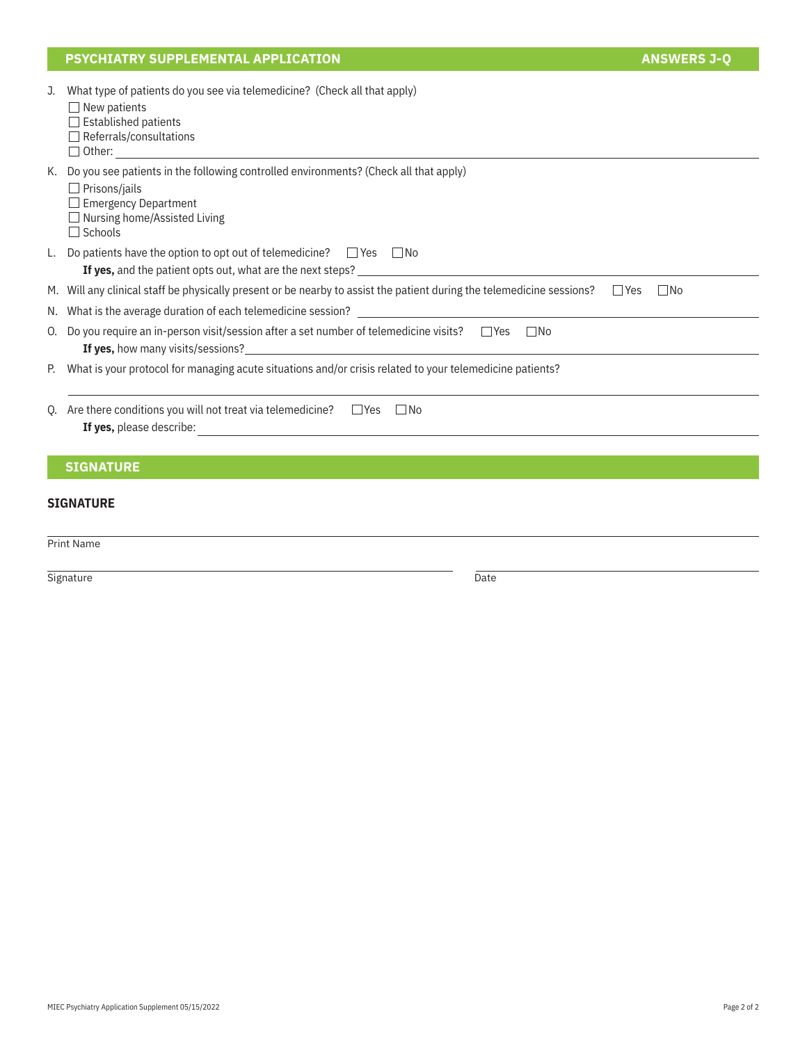## PSYCHIATRY SUPPLEMENTAL APPLICATION — ANSWERS J-Q

J. What type of patients do you see via telemedicine? (Check all that apply)
- ☐ New patients
- ☐ Established patients
- ☐ Referrals/consultations
- ☐ Other: ______________________

K. Do you see patients in the following controlled environments? (Check all that apply)
- ☐ Prisons/jails
- ☐ Emergency Department
- ☐ Nursing home/Assisted Living
- ☐ Schools

L. Do patients have the option to opt out of telemedicine? ☐ Yes ☐ No
**If yes,** and the patient opts out, what are the next steps? ______________________

M. Will any clinical staff be physically present or be nearby to assist the patient during the telemedicine sessions? ☐ Yes ☐ No

N. What is the average duration of each telemedicine session? ______________________

O. Do you require an in-person visit/session after a set number of telemedicine visits? ☐ Yes ☐ No
**If yes,** how many visits/sessions? ______________________

P. What is your protocol for managing acute situations and/or crisis related to your telemedicine patients?

______________________

Q. Are there conditions you will not treat via telemedicine? ☐ Yes ☐ No
**If yes,** please describe: ______________________

## SIGNATURE

### SIGNATURE

______________________
Print Name

______________________ ______________________
Signature Date